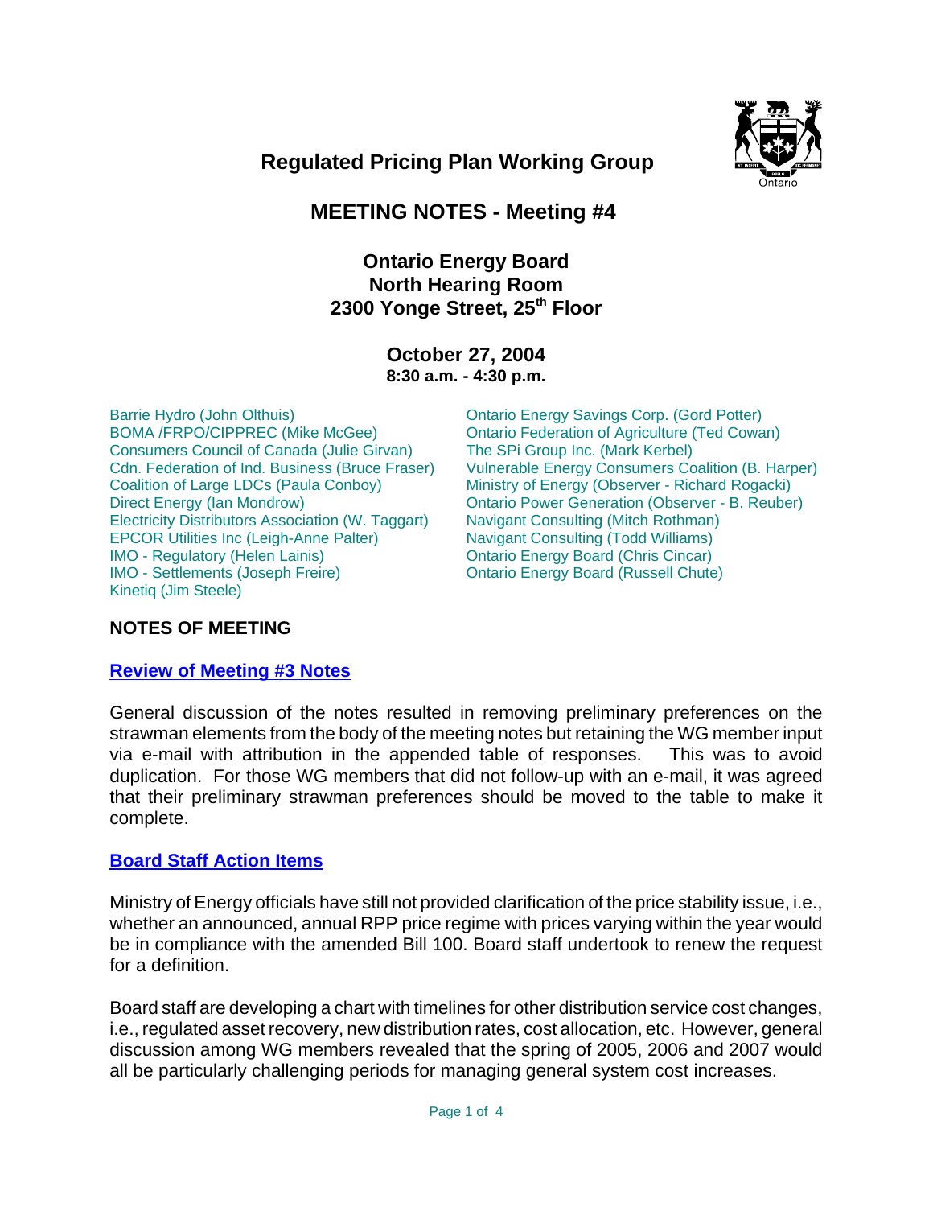# Regulated Pricing Plan Working Group

## MEETING NOTES - Meeting #4

### Ontario Energy Board
### North Hearing Room
### 2300 Yonge Street, 25th Floor

### October 27, 2004
**8:30 a.m. - 4:30 p.m.**

Barrie Hydro (John Olthuis)
BOMA /FRPO/CIPPREC (Mike McGee)
Consumers Council of Canada (Julie Girvan)
Cdn. Federation of Ind. Business (Bruce Fraser)
Coalition of Large LDCs (Paula Conboy)
Direct Energy (Ian Mondrow)
Electricity Distributors Association (W. Taggart)
EPCOR Utilities Inc (Leigh-Anne Palter)
IMO - Regulatory (Helen Lainis)
IMO - Settlements (Joseph Freire)
Kinetiq (Jim Steele)
Ontario Energy Savings Corp. (Gord Potter)
Ontario Federation of Agriculture (Ted Cowan)
The SPi Group Inc. (Mark Kerbel)
Vulnerable Energy Consumers Coalition (B. Harper)
Ministry of Energy (Observer - Richard Rogacki)
Ontario Power Generation (Observer - B. Reuber)
Navigant Consulting (Mitch Rothman)
Navigant Consulting (Todd Williams)
Ontario Energy Board (Chris Cincar)
Ontario Energy Board (Russell Chute)

## NOTES OF MEETING

### Review of Meeting #3 Notes

General discussion of the notes resulted in removing preliminary preferences on the strawman elements from the body of the meeting notes but retaining the WG member input via e-mail with attribution in the appended table of responses. This was to avoid duplication. For those WG members that did not follow-up with an e-mail, it was agreed that their preliminary strawman preferences should be moved to the table to make it complete.

### Board Staff Action Items

Ministry of Energy officials have still not provided clarification of the price stability issue, i.e., whether an announced, annual RPP price regime with prices varying within the year would be in compliance with the amended Bill 100. Board staff undertook to renew the request for a definition.

Board staff are developing a chart with timelines for other distribution service cost changes, i.e., regulated asset recovery, new distribution rates, cost allocation, etc. However, general discussion among WG members revealed that the spring of 2005, 2006 and 2007 would all be particularly challenging periods for managing general system cost increases.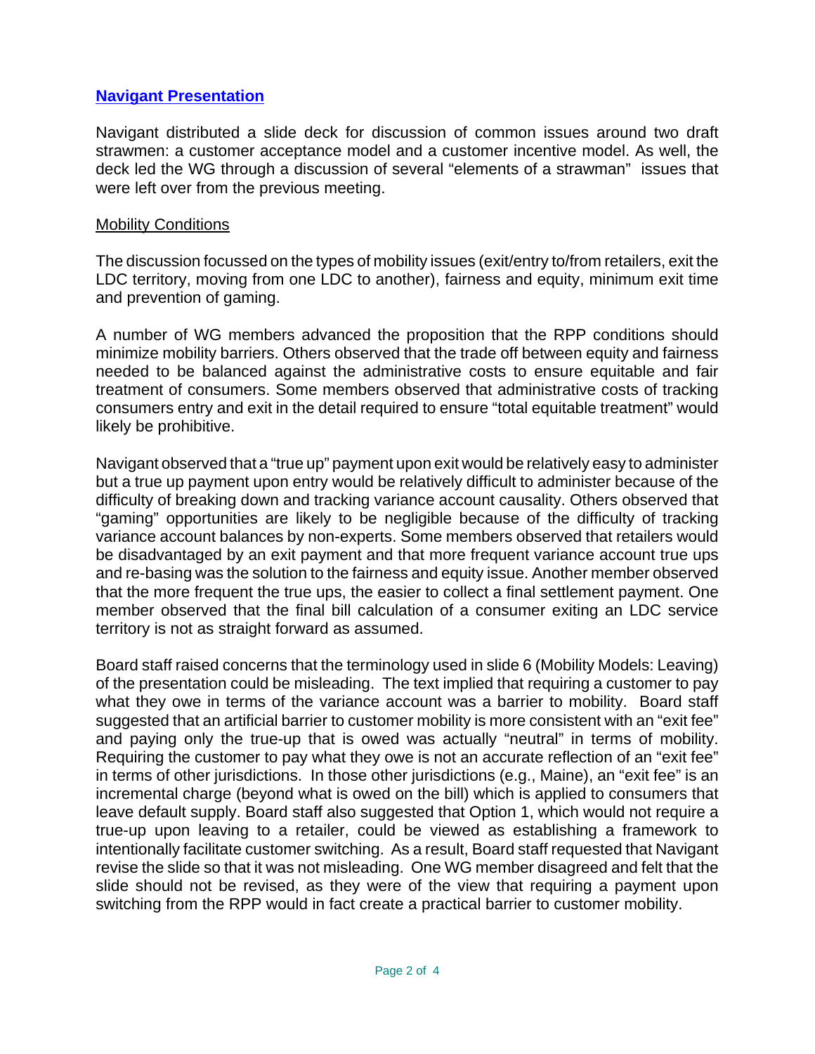## Navigant Presentation

Navigant distributed a slide deck for discussion of common issues around two draft strawmen: a customer acceptance model and a customer incentive model. As well, the deck led the WG through a discussion of several "elements of a strawman" issues that were left over from the previous meeting.

### Mobility Conditions

The discussion focussed on the types of mobility issues (exit/entry to/from retailers, exit the LDC territory, moving from one LDC to another), fairness and equity, minimum exit time and prevention of gaming.

A number of WG members advanced the proposition that the RPP conditions should minimize mobility barriers. Others observed that the trade off between equity and fairness needed to be balanced against the administrative costs to ensure equitable and fair treatment of consumers. Some members observed that administrative costs of tracking consumers entry and exit in the detail required to ensure "total equitable treatment" would likely be prohibitive.

Navigant observed that a "true up" payment upon exit would be relatively easy to administer but a true up payment upon entry would be relatively difficult to administer because of the difficulty of breaking down and tracking variance account causality. Others observed that "gaming" opportunities are likely to be negligible because of the difficulty of tracking variance account balances by non-experts. Some members observed that retailers would be disadvantaged by an exit payment and that more frequent variance account true ups and re-basing was the solution to the fairness and equity issue. Another member observed that the more frequent the true ups, the easier to collect a final settlement payment. One member observed that the final bill calculation of a consumer exiting an LDC service territory is not as straight forward as assumed.

Board staff raised concerns that the terminology used in slide 6 (Mobility Models: Leaving) of the presentation could be misleading. The text implied that requiring a customer to pay what they owe in terms of the variance account was a barrier to mobility. Board staff suggested that an artificial barrier to customer mobility is more consistent with an "exit fee" and paying only the true-up that is owed was actually "neutral" in terms of mobility. Requiring the customer to pay what they owe is not an accurate reflection of an "exit fee" in terms of other jurisdictions. In those other jurisdictions (e.g., Maine), an "exit fee" is an incremental charge (beyond what is owed on the bill) which is applied to consumers that leave default supply. Board staff also suggested that Option 1, which would not require a true-up upon leaving to a retailer, could be viewed as establishing a framework to intentionally facilitate customer switching. As a result, Board staff requested that Navigant revise the slide so that it was not misleading. One WG member disagreed and felt that the slide should not be revised, as they were of the view that requiring a payment upon switching from the RPP would in fact create a practical barrier to customer mobility.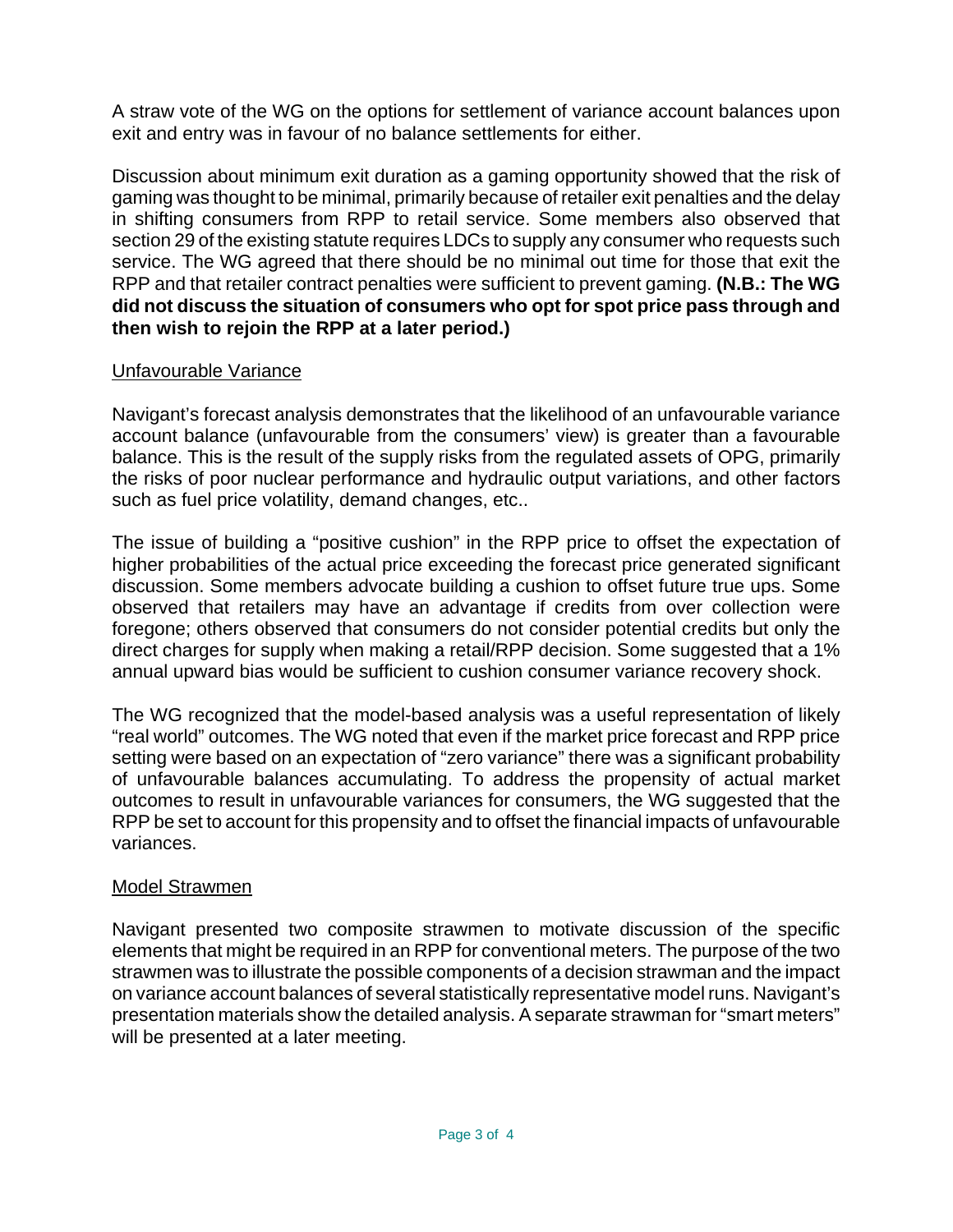A straw vote of the WG on the options for settlement of variance account balances upon exit and entry was in favour of no balance settlements for either.

Discussion about minimum exit duration as a gaming opportunity showed that the risk of gaming was thought to be minimal, primarily because of retailer exit penalties and the delay in shifting consumers from RPP to retail service. Some members also observed that section 29 of the existing statute requires LDCs to supply any consumer who requests such service. The WG agreed that there should be no minimal out time for those that exit the RPP and that retailer contract penalties were sufficient to prevent gaming. **(N.B.: The WG did not discuss the situation of consumers who opt for spot price pass through and then wish to rejoin the RPP at a later period.)**

<u>Unfavourable Variance</u>

Navigant's forecast analysis demonstrates that the likelihood of an unfavourable variance account balance (unfavourable from the consumers' view) is greater than a favourable balance. This is the result of the supply risks from the regulated assets of OPG, primarily the risks of poor nuclear performance and hydraulic output variations, and other factors such as fuel price volatility, demand changes, etc..

The issue of building a "positive cushion" in the RPP price to offset the expectation of higher probabilities of the actual price exceeding the forecast price generated significant discussion. Some members advocate building a cushion to offset future true ups. Some observed that retailers may have an advantage if credits from over collection were foregone; others observed that consumers do not consider potential credits but only the direct charges for supply when making a retail/RPP decision. Some suggested that a 1% annual upward bias would be sufficient to cushion consumer variance recovery shock.

The WG recognized that the model-based analysis was a useful representation of likely "real world" outcomes. The WG noted that even if the market price forecast and RPP price setting were based on an expectation of "zero variance" there was a significant probability of unfavourable balances accumulating. To address the propensity of actual market outcomes to result in unfavourable variances for consumers, the WG suggested that the RPP be set to account for this propensity and to offset the financial impacts of unfavourable variances.

<u>Model Strawmen</u>

Navigant presented two composite strawmen to motivate discussion of the specific elements that might be required in an RPP for conventional meters. The purpose of the two strawmen was to illustrate the possible components of a decision strawman and the impact on variance account balances of several statistically representative model runs. Navigant's presentation materials show the detailed analysis. A separate strawman for "smart meters" will be presented at a later meeting.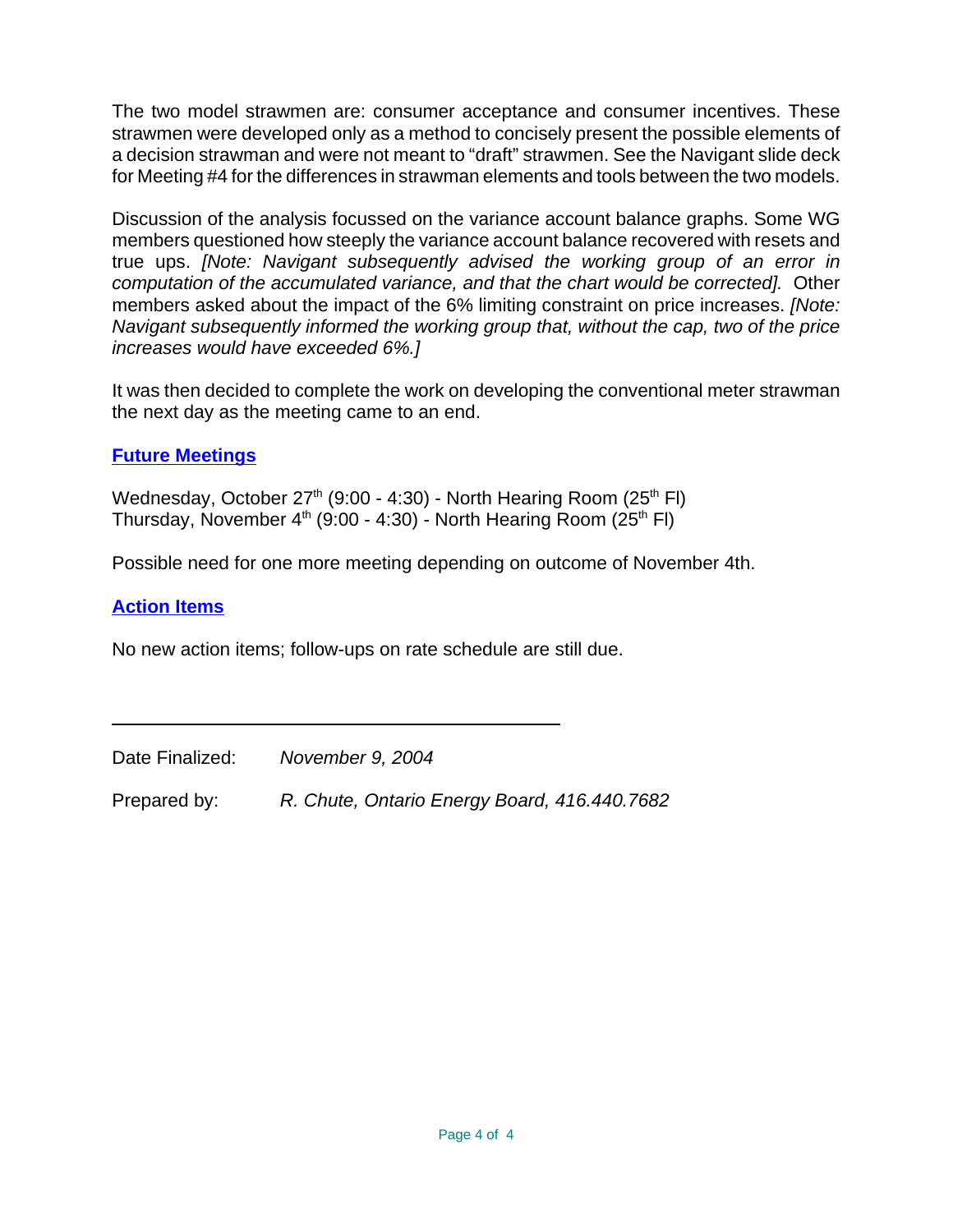The two model strawmen are: consumer acceptance and consumer incentives. These strawmen were developed only as a method to concisely present the possible elements of a decision strawman and were not meant to "draft" strawmen. See the Navigant slide deck for Meeting #4 for the differences in strawman elements and tools between the two models.

Discussion of the analysis focussed on the variance account balance graphs. Some WG members questioned how steeply the variance account balance recovered with resets and true ups. *[Note: Navigant subsequently advised the working group of an error in computation of the accumulated variance, and that the chart would be corrected].* Other members asked about the impact of the 6% limiting constraint on price increases. *[Note: Navigant subsequently informed the working group that, without the cap, two of the price increases would have exceeded 6%.]*

It was then decided to complete the work on developing the conventional meter strawman the next day as the meeting came to an end.

## Future Meetings

Wednesday, October 27th (9:00 - 4:30) - North Hearing Room (25th Fl)
Thursday, November 4th (9:00 - 4:30) - North Hearing Room (25th Fl)

Possible need for one more meeting depending on outcome of November 4th.

## Action Items

No new action items; follow-ups on rate schedule are still due.

---

Date Finalized: *November 9, 2004*

Prepared by: *R. Chute, Ontario Energy Board, 416.440.7682*